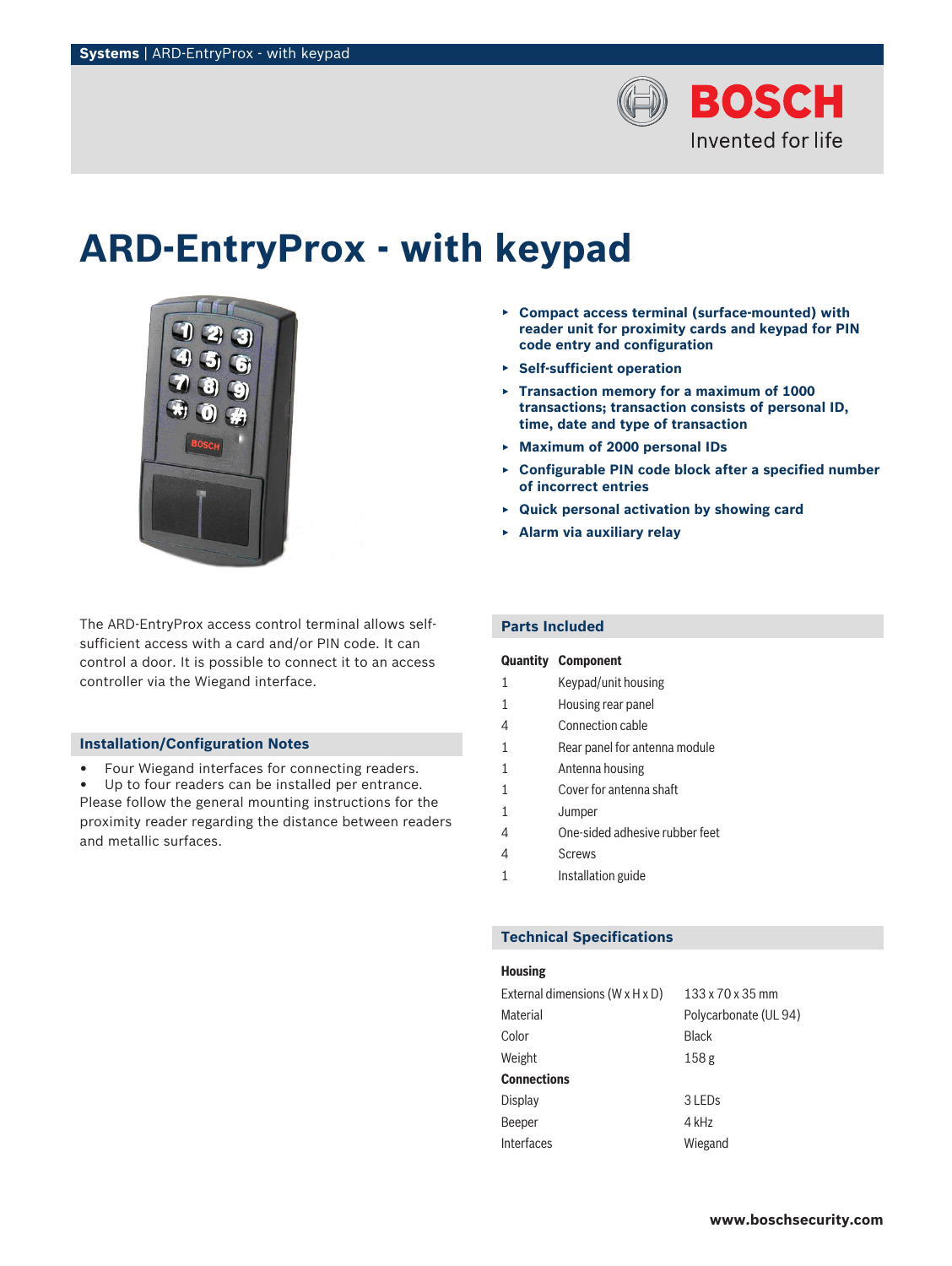# ARD-EntryProx - with keypad

- Compact access terminal (surface-mounted) with reader unit for proximity cards and keypad for PIN code entry and configuration
- Self-sufficient operation
- Transaction memory for a maximum of 1000 transactions; transaction consists of personal ID, time, date and type of transaction
- Maximum of 2000 personal IDs
- Configurable PIN code block after a specified number of incorrect entries
- Quick personal activation by showing card
- Alarm via auxiliary relay

The ARD-EntryProx access control terminal allows self-sufficient access with a card and/or PIN code. It can control a door. It is possible to connect it to an access controller via the Wiegand interface.

## Installation/Configuration Notes

- Four Wiegand interfaces for connecting readers.
- Up to four readers can be installed per entrance.

Please follow the general mounting instructions for the proximity reader regarding the distance between readers and metallic surfaces.

## Parts Included

| Quantity | Component |
|---|---|
| 1 | Keypad/unit housing |
| 1 | Housing rear panel |
| 4 | Connection cable |
| 1 | Rear panel for antenna module |
| 1 | Antenna housing |
| 1 | Cover for antenna shaft |
| 1 | Jumper |
| 4 | One-sided adhesive rubber feet |
| 4 | Screws |
| 1 | Installation guide |

## Technical Specifications

| **Housing** | |
|---|---|
| External dimensions (W x H x D) | 133 x 70 x 35 mm |
| Material | Polycarbonate (UL 94) |
| Color | Black |
| Weight | 158 g |
| **Connections** | |
| Display | 3 LEDs |
| Beeper | 4 kHz |
| Interfaces | Wiegand |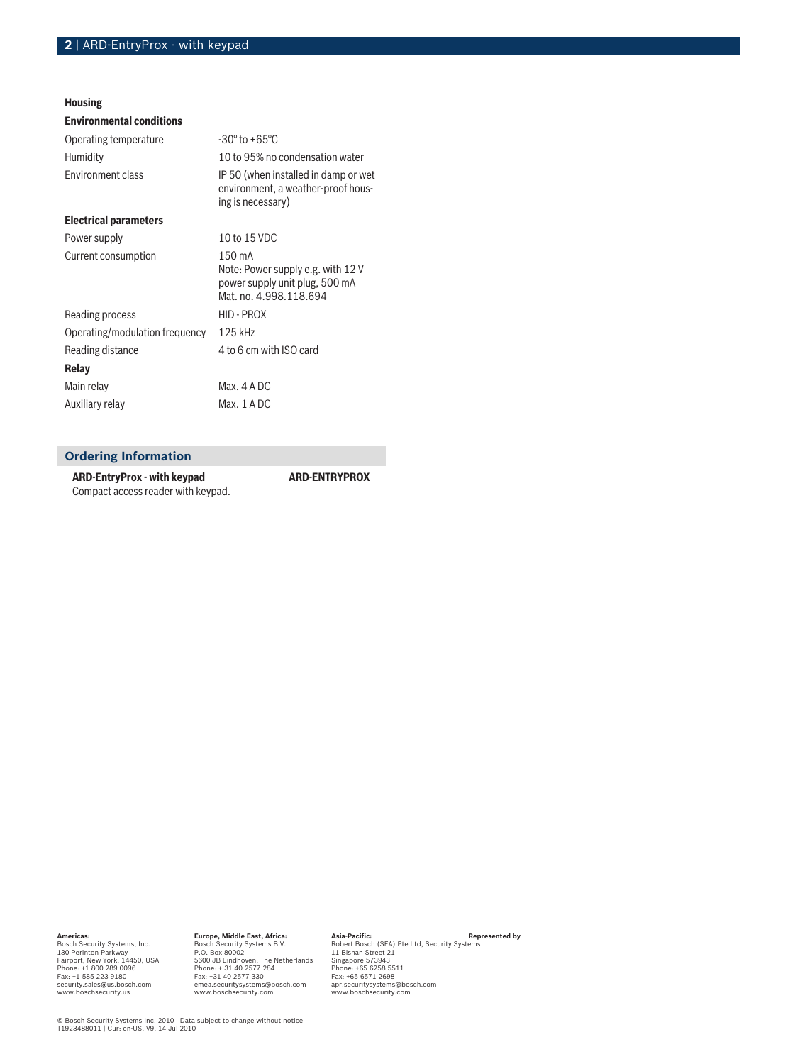**Housing**

**Environmental conditions**

| | |
|---|---|
| Operating temperature | -30° to +65°C |
| Humidity | 10 to 95% no condensation water |
| Environment class | IP 50 (when installed in damp or wet environment, a weather-proof housing is necessary) |

**Electrical parameters**

| | |
|---|---|
| Power supply | 10 to 15 VDC |
| Current consumption | 150 mA<br>Note: Power supply e.g. with 12 V power supply unit plug, 500 mA Mat. no. 4.998.118.694 |
| Reading process | HID - PROX |
| Operating/modulation frequency | 125 kHz |
| Reading distance | 4 to 6 cm with ISO card |

**Relay**

| | |
|---|---|
| Main relay | Max. 4 A DC |
| Auxiliary relay | Max. 1 A DC |

## Ordering Information

**ARD-EntryProx - with keypad** **ARD-ENTRYPROX**
Compact access reader with keypad.

**Americas:**
Bosch Security Systems, Inc.
130 Perinton Parkway
Fairport, New York, 14450, USA
Phone: +1 800 289 0096
Fax: +1 585 223 9180
security.sales@us.bosch.com
www.boschsecurity.us

**Europe, Middle East, Africa:**
Bosch Security Systems B.V.
P.O. Box 80002
5600 JB Eindhoven, The Netherlands
Phone: + 31 40 2577 284
Fax: +31 40 2577 330
emea.securitysystems@bosch.com
www.boschsecurity.com

**Asia-Pacific:**
Robert Bosch (SEA) Pte Ltd, Security Systems
11 Bishan Street 21
Singapore 573943
Phone: +65 6258 5511
Fax: +65 6571 2698
apr.securitysystems@bosch.com
www.boschsecurity.com

**Represented by**

© Bosch Security Systems Inc. 2010 | Data subject to change without notice
T1923488011 | Cur: en-US, V9, 14 Jul 2010